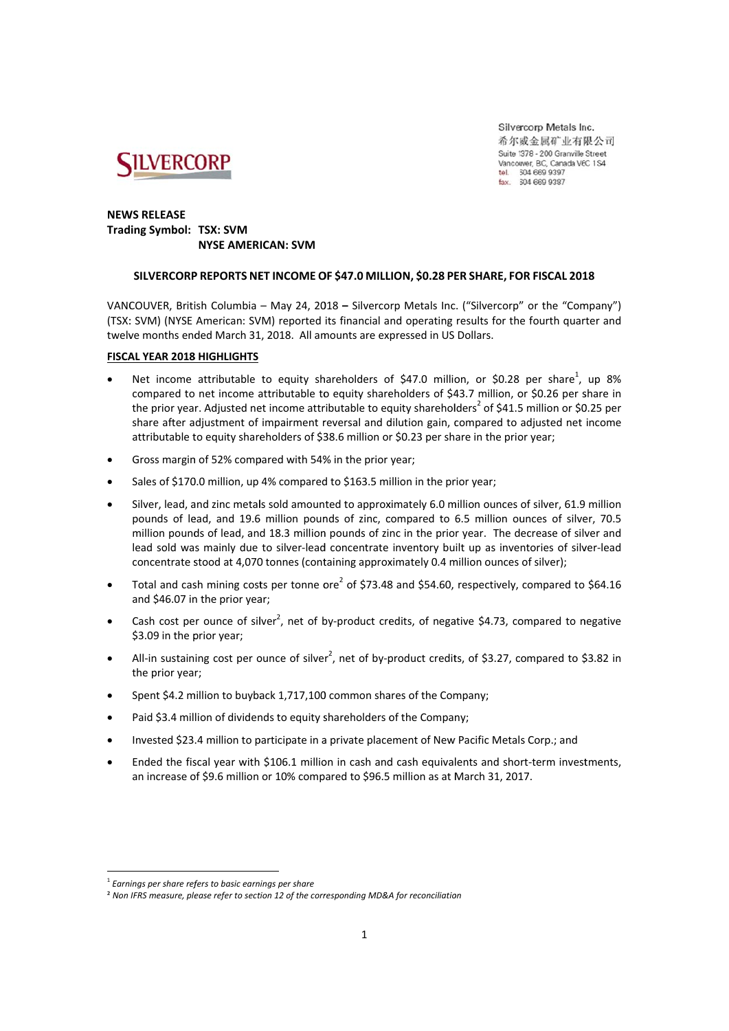Silvercorp Metals Inc.
希尔威金属矿业有限公司
Suite 1378 - 200 Granville Street
Vancouver, BC, Canada V6C 1S4
tel. 604 669 9397
fax. 604 669 9387

**NEWS RELEASE**
**Trading Symbol: TSX: SVM**
**NYSE AMERICAN: SVM**

## SILVERCORP REPORTS NET INCOME OF $47.0 MILLION, $0.28 PER SHARE, FOR FISCAL 2018

VANCOUVER, British Columbia – May 24, 2018 **–** Silvercorp Metals Inc. ("Silvercorp" or the "Company") (TSX: SVM) (NYSE American: SVM) reported its financial and operating results for the fourth quarter and twelve months ended March 31, 2018. All amounts are expressed in US Dollars.

### FISCAL YEAR 2018 HIGHLIGHTS

- Net income attributable to equity shareholders of $47.0 million, or $0.28 per share[1], up 8% compared to net income attributable to equity shareholders of $43.7 million, or $0.26 per share in the prior year. Adjusted net income attributable to equity shareholders[2] of $41.5 million or $0.25 per share after adjustment of impairment reversal and dilution gain, compared to adjusted net income attributable to equity shareholders of $38.6 million or $0.23 per share in the prior year;
- Gross margin of 52% compared with 54% in the prior year;
- Sales of $170.0 million, up 4% compared to $163.5 million in the prior year;
- Silver, lead, and zinc metals sold amounted to approximately 6.0 million ounces of silver, 61.9 million pounds of lead, and 19.6 million pounds of zinc, compared to 6.5 million ounces of silver, 70.5 million pounds of lead, and 18.3 million pounds of zinc in the prior year. The decrease of silver and lead sold was mainly due to silver-lead concentrate inventory built up as inventories of silver-lead concentrate stood at 4,070 tonnes (containing approximately 0.4 million ounces of silver);
- Total and cash mining costs per tonne ore[2] of $73.48 and $54.60, respectively, compared to $64.16 and $46.07 in the prior year;
- Cash cost per ounce of silver[2], net of by-product credits, of negative $4.73, compared to negative $3.09 in the prior year;
- All-in sustaining cost per ounce of silver[2], net of by-product credits, of $3.27, compared to $3.82 in the prior year;
- Spent $4.2 million to buyback 1,717,100 common shares of the Company;
- Paid $3.4 million of dividends to equity shareholders of the Company;
- Invested $23.4 million to participate in a private placement of New Pacific Metals Corp.; and
- Ended the fiscal year with $106.1 million in cash and cash equivalents and short-term investments, an increase of $9.6 million or 10% compared to $96.5 million as at March 31, 2017.

---

[1] *Earnings per share refers to basic earnings per share*
[2] *Non IFRS measure, please refer to section 12 of the corresponding MD&A for reconciliation*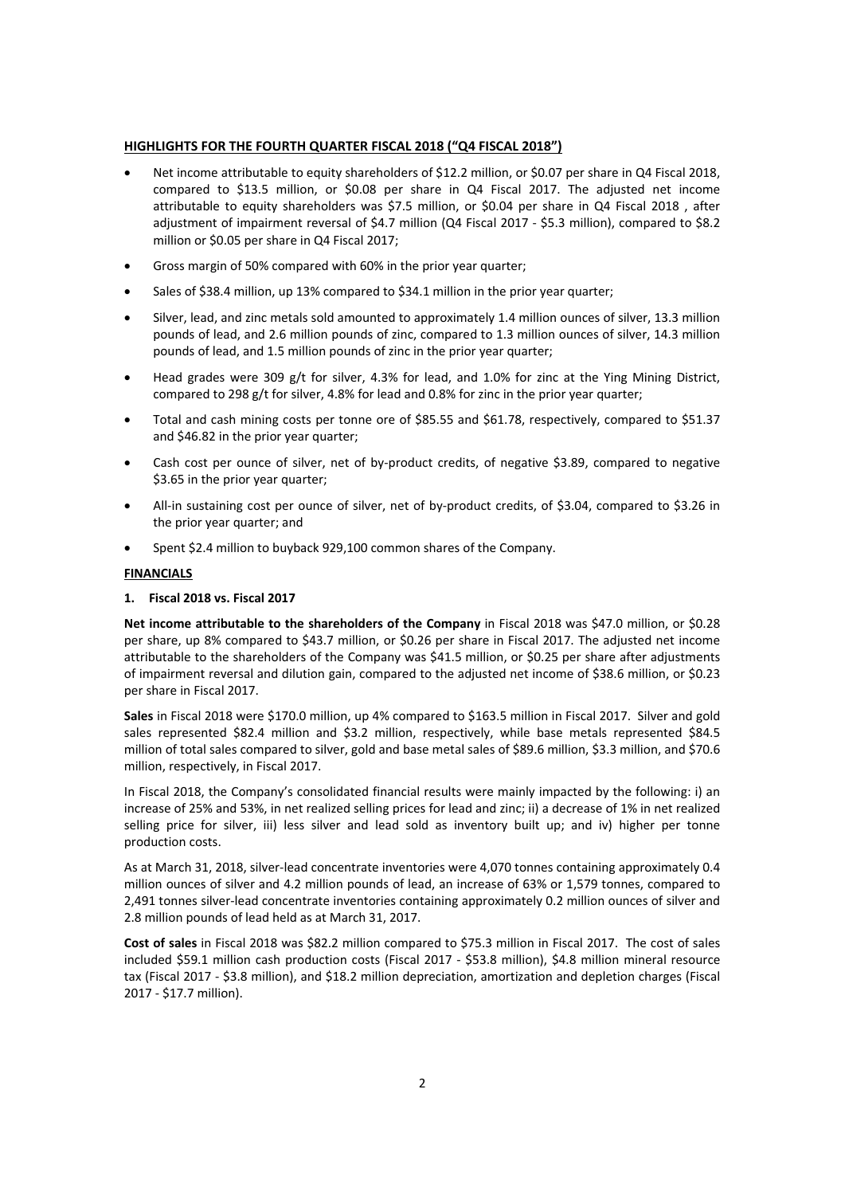**HIGHLIGHTS FOR THE FOURTH QUARTER FISCAL 2018 ("Q4 FISCAL 2018")**

- Net income attributable to equity shareholders of $12.2 million, or $0.07 per share in Q4 Fiscal 2018, compared to $13.5 million, or $0.08 per share in Q4 Fiscal 2017. The adjusted net income attributable to equity shareholders was $7.5 million, or $0.04 per share in Q4 Fiscal 2018 , after adjustment of impairment reversal of $4.7 million (Q4 Fiscal 2017 - $5.3 million), compared to $8.2 million or $0.05 per share in Q4 Fiscal 2017;
- Gross margin of 50% compared with 60% in the prior year quarter;
- Sales of $38.4 million, up 13% compared to $34.1 million in the prior year quarter;
- Silver, lead, and zinc metals sold amounted to approximately 1.4 million ounces of silver, 13.3 million pounds of lead, and 2.6 million pounds of zinc, compared to 1.3 million ounces of silver, 14.3 million pounds of lead, and 1.5 million pounds of zinc in the prior year quarter;
- Head grades were 309 g/t for silver, 4.3% for lead, and 1.0% for zinc at the Ying Mining District, compared to 298 g/t for silver, 4.8% for lead and 0.8% for zinc in the prior year quarter;
- Total and cash mining costs per tonne ore of $85.55 and $61.78, respectively, compared to $51.37 and $46.82 in the prior year quarter;
- Cash cost per ounce of silver, net of by-product credits, of negative $3.89, compared to negative $3.65 in the prior year quarter;
- All-in sustaining cost per ounce of silver, net of by-product credits, of $3.04, compared to $3.26 in the prior year quarter; and
- Spent $2.4 million to buyback 929,100 common shares of the Company.

**FINANCIALS**

**1. Fiscal 2018 vs. Fiscal 2017**

**Net income attributable to the shareholders of the Company** in Fiscal 2018 was $47.0 million, or $0.28 per share, up 8% compared to $43.7 million, or $0.26 per share in Fiscal 2017. The adjusted net income attributable to the shareholders of the Company was $41.5 million, or $0.25 per share after adjustments of impairment reversal and dilution gain, compared to the adjusted net income of $38.6 million, or $0.23 per share in Fiscal 2017.

**Sales** in Fiscal 2018 were $170.0 million, up 4% compared to $163.5 million in Fiscal 2017. Silver and gold sales represented $82.4 million and $3.2 million, respectively, while base metals represented $84.5 million of total sales compared to silver, gold and base metal sales of $89.6 million, $3.3 million, and $70.6 million, respectively, in Fiscal 2017.

In Fiscal 2018, the Company's consolidated financial results were mainly impacted by the following: i) an increase of 25% and 53%, in net realized selling prices for lead and zinc; ii) a decrease of 1% in net realized selling price for silver, iii) less silver and lead sold as inventory built up; and iv) higher per tonne production costs.

As at March 31, 2018, silver-lead concentrate inventories were 4,070 tonnes containing approximately 0.4 million ounces of silver and 4.2 million pounds of lead, an increase of 63% or 1,579 tonnes, compared to 2,491 tonnes silver-lead concentrate inventories containing approximately 0.2 million ounces of silver and 2.8 million pounds of lead held as at March 31, 2017.

**Cost of sales** in Fiscal 2018 was $82.2 million compared to $75.3 million in Fiscal 2017. The cost of sales included $59.1 million cash production costs (Fiscal 2017 - $53.8 million), $4.8 million mineral resource tax (Fiscal 2017 - $3.8 million), and $18.2 million depreciation, amortization and depletion charges (Fiscal 2017 - $17.7 million).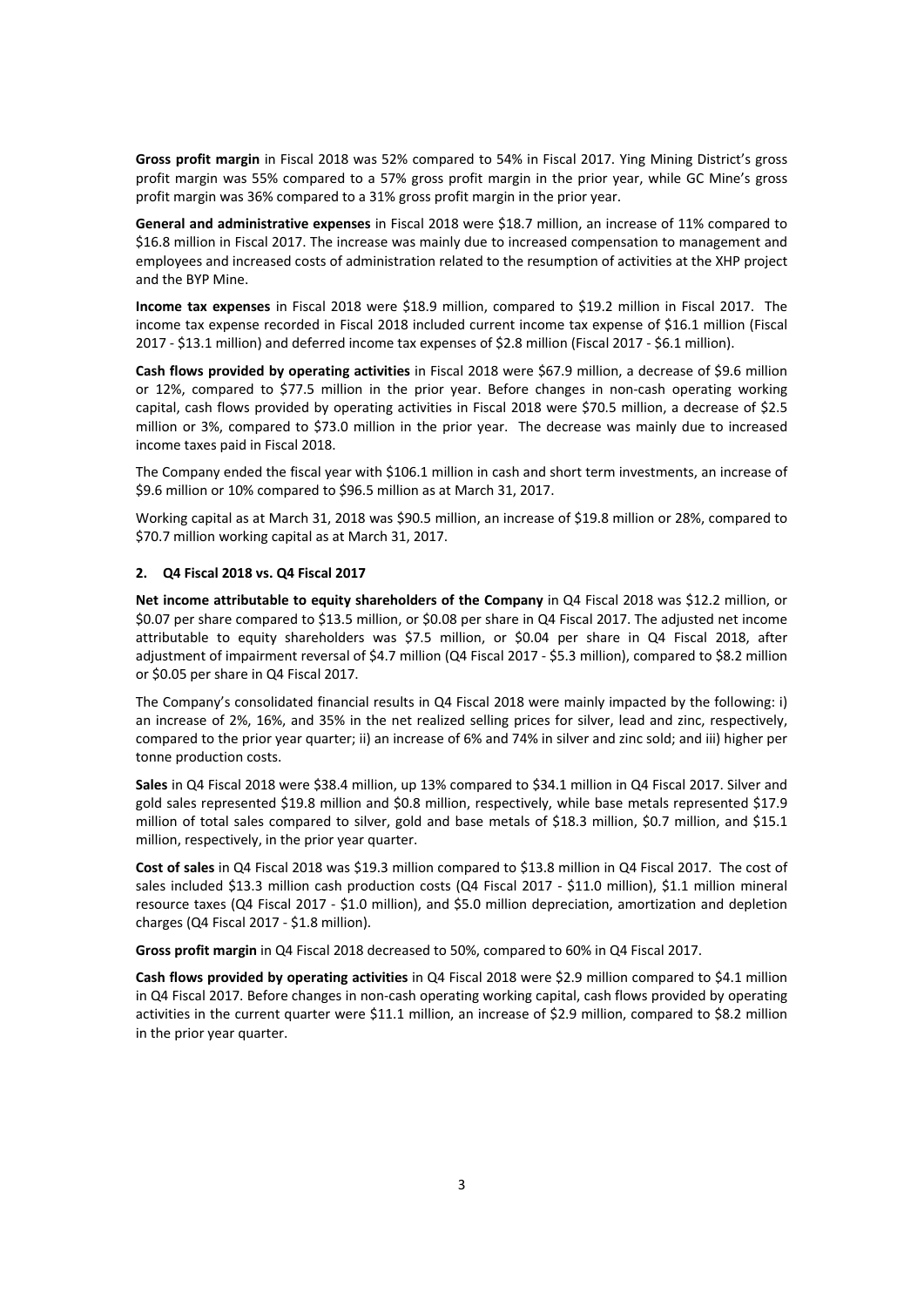**Gross profit margin** in Fiscal 2018 was 52% compared to 54% in Fiscal 2017. Ying Mining District's gross profit margin was 55% compared to a 57% gross profit margin in the prior year, while GC Mine's gross profit margin was 36% compared to a 31% gross profit margin in the prior year.

**General and administrative expenses** in Fiscal 2018 were $18.7 million, an increase of 11% compared to $16.8 million in Fiscal 2017. The increase was mainly due to increased compensation to management and employees and increased costs of administration related to the resumption of activities at the XHP project and the BYP Mine.

**Income tax expenses** in Fiscal 2018 were $18.9 million, compared to $19.2 million in Fiscal 2017. The income tax expense recorded in Fiscal 2018 included current income tax expense of $16.1 million (Fiscal 2017 - $13.1 million) and deferred income tax expenses of $2.8 million (Fiscal 2017 - $6.1 million).

**Cash flows provided by operating activities** in Fiscal 2018 were $67.9 million, a decrease of $9.6 million or 12%, compared to $77.5 million in the prior year. Before changes in non-cash operating working capital, cash flows provided by operating activities in Fiscal 2018 were $70.5 million, a decrease of $2.5 million or 3%, compared to $73.0 million in the prior year. The decrease was mainly due to increased income taxes paid in Fiscal 2018.

The Company ended the fiscal year with $106.1 million in cash and short term investments, an increase of $9.6 million or 10% compared to $96.5 million as at March 31, 2017.

Working capital as at March 31, 2018 was $90.5 million, an increase of $19.8 million or 28%, compared to $70.7 million working capital as at March 31, 2017.

## 2. Q4 Fiscal 2018 vs. Q4 Fiscal 2017

**Net income attributable to equity shareholders of the Company** in Q4 Fiscal 2018 was $12.2 million, or $0.07 per share compared to $13.5 million, or $0.08 per share in Q4 Fiscal 2017. The adjusted net income attributable to equity shareholders was $7.5 million, or $0.04 per share in Q4 Fiscal 2018, after adjustment of impairment reversal of $4.7 million (Q4 Fiscal 2017 - $5.3 million), compared to $8.2 million or $0.05 per share in Q4 Fiscal 2017.

The Company's consolidated financial results in Q4 Fiscal 2018 were mainly impacted by the following: i) an increase of 2%, 16%, and 35% in the net realized selling prices for silver, lead and zinc, respectively, compared to the prior year quarter; ii) an increase of 6% and 74% in silver and zinc sold; and iii) higher per tonne production costs.

**Sales** in Q4 Fiscal 2018 were $38.4 million, up 13% compared to $34.1 million in Q4 Fiscal 2017. Silver and gold sales represented $19.8 million and $0.8 million, respectively, while base metals represented $17.9 million of total sales compared to silver, gold and base metals of $18.3 million, $0.7 million, and $15.1 million, respectively, in the prior year quarter.

**Cost of sales** in Q4 Fiscal 2018 was $19.3 million compared to $13.8 million in Q4 Fiscal 2017. The cost of sales included $13.3 million cash production costs (Q4 Fiscal 2017 - $11.0 million), $1.1 million mineral resource taxes (Q4 Fiscal 2017 - $1.0 million), and $5.0 million depreciation, amortization and depletion charges (Q4 Fiscal 2017 - $1.8 million).

**Gross profit margin** in Q4 Fiscal 2018 decreased to 50%, compared to 60% in Q4 Fiscal 2017.

**Cash flows provided by operating activities** in Q4 Fiscal 2018 were $2.9 million compared to $4.1 million in Q4 Fiscal 2017. Before changes in non-cash operating working capital, cash flows provided by operating activities in the current quarter were $11.1 million, an increase of $2.9 million, compared to $8.2 million in the prior year quarter.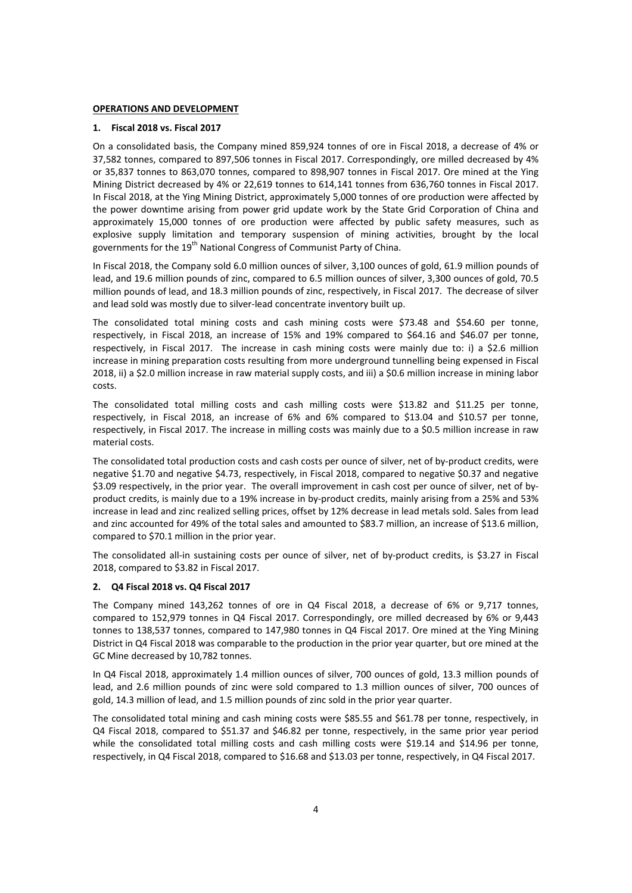**OPERATIONS AND DEVELOPMENT**

**1. Fiscal 2018 vs. Fiscal 2017**

On a consolidated basis, the Company mined 859,924 tonnes of ore in Fiscal 2018, a decrease of 4% or 37,582 tonnes, compared to 897,506 tonnes in Fiscal 2017. Correspondingly, ore milled decreased by 4% or 35,837 tonnes to 863,070 tonnes, compared to 898,907 tonnes in Fiscal 2017. Ore mined at the Ying Mining District decreased by 4% or 22,619 tonnes to 614,141 tonnes from 636,760 tonnes in Fiscal 2017. In Fiscal 2018, at the Ying Mining District, approximately 5,000 tonnes of ore production were affected by the power downtime arising from power grid update work by the State Grid Corporation of China and approximately 15,000 tonnes of ore production were affected by public safety measures, such as explosive supply limitation and temporary suspension of mining activities, brought by the local governments for the 19th National Congress of Communist Party of China.

In Fiscal 2018, the Company sold 6.0 million ounces of silver, 3,100 ounces of gold, 61.9 million pounds of lead, and 19.6 million pounds of zinc, compared to 6.5 million ounces of silver, 3,300 ounces of gold, 70.5 million pounds of lead, and 18.3 million pounds of zinc, respectively, in Fiscal 2017. The decrease of silver and lead sold was mostly due to silver-lead concentrate inventory built up.

The consolidated total mining costs and cash mining costs were $73.48 and $54.60 per tonne, respectively, in Fiscal 2018, an increase of 15% and 19% compared to $64.16 and $46.07 per tonne, respectively, in Fiscal 2017. The increase in cash mining costs were mainly due to: i) a $2.6 million increase in mining preparation costs resulting from more underground tunnelling being expensed in Fiscal 2018, ii) a $2.0 million increase in raw material supply costs, and iii) a $0.6 million increase in mining labor costs.

The consolidated total milling costs and cash milling costs were $13.82 and $11.25 per tonne, respectively, in Fiscal 2018, an increase of 6% and 6% compared to $13.04 and $10.57 per tonne, respectively, in Fiscal 2017. The increase in milling costs was mainly due to a $0.5 million increase in raw material costs.

The consolidated total production costs and cash costs per ounce of silver, net of by-product credits, were negative $1.70 and negative $4.73, respectively, in Fiscal 2018, compared to negative $0.37 and negative $3.09 respectively, in the prior year. The overall improvement in cash cost per ounce of silver, net of by-product credits, is mainly due to a 19% increase in by-product credits, mainly arising from a 25% and 53% increase in lead and zinc realized selling prices, offset by 12% decrease in lead metals sold. Sales from lead and zinc accounted for 49% of the total sales and amounted to $83.7 million, an increase of $13.6 million, compared to $70.1 million in the prior year.

The consolidated all-in sustaining costs per ounce of silver, net of by-product credits, is $3.27 in Fiscal 2018, compared to $3.82 in Fiscal 2017.

**2. Q4 Fiscal 2018 vs. Q4 Fiscal 2017**

The Company mined 143,262 tonnes of ore in Q4 Fiscal 2018, a decrease of 6% or 9,717 tonnes, compared to 152,979 tonnes in Q4 Fiscal 2017. Correspondingly, ore milled decreased by 6% or 9,443 tonnes to 138,537 tonnes, compared to 147,980 tonnes in Q4 Fiscal 2017. Ore mined at the Ying Mining District in Q4 Fiscal 2018 was comparable to the production in the prior year quarter, but ore mined at the GC Mine decreased by 10,782 tonnes.

In Q4 Fiscal 2018, approximately 1.4 million ounces of silver, 700 ounces of gold, 13.3 million pounds of lead, and 2.6 million pounds of zinc were sold compared to 1.3 million ounces of silver, 700 ounces of gold, 14.3 million of lead, and 1.5 million pounds of zinc sold in the prior year quarter.

The consolidated total mining and cash mining costs were $85.55 and $61.78 per tonne, respectively, in Q4 Fiscal 2018, compared to $51.37 and $46.82 per tonne, respectively, in the same prior year period while the consolidated total milling costs and cash milling costs were $19.14 and $14.96 per tonne, respectively, in Q4 Fiscal 2018, compared to $16.68 and $13.03 per tonne, respectively, in Q4 Fiscal 2017.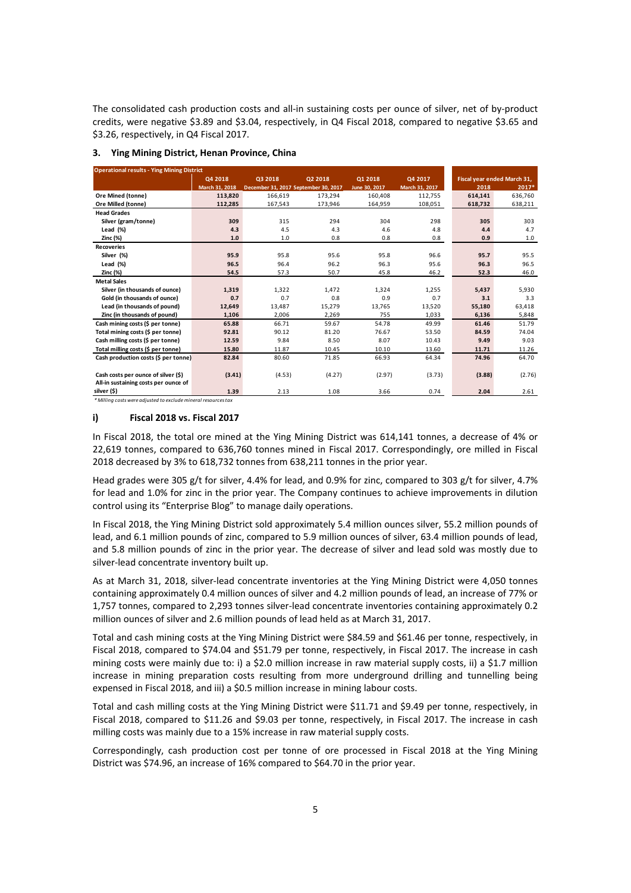The consolidated cash production costs and all-in sustaining costs per ounce of silver, net of by-product credits, were negative $3.89 and $3.04, respectively, in Q4 Fiscal 2018, compared to negative $3.65 and $3.26, respectively, in Q4 Fiscal 2017.

### 3. Ying Mining District, Henan Province, China

| Operational results - Ying Mining District | Q4 2018 | Q3 2018 | Q2 2018 | Q1 2018 | Q4 2017 | Fiscal year ended March 31, | |
|---|---|---|---|---|---|---|---|
| | March 31, 2018 | December 31, 2017 | September 30, 2017 | June 30, 2017 | March 31, 2017 | 2018 | 2017* |
| **Ore Mined (tonne)** | **113,820** | 166,619 | 173,294 | 160,408 | 112,755 | **614,141** | 636,760 |
| **Ore Milled (tonne)** | **112,285** | 167,543 | 173,946 | 164,959 | 108,051 | **618,732** | 638,211 |
| **Head Grades** | | | | | | | |
| Silver (gram/tonne) | **309** | 315 | 294 | 304 | 298 | **305** | 303 |
| Lead (%) | **4.3** | 4.5 | 4.3 | 4.6 | 4.8 | **4.4** | 4.7 |
| Zinc (%) | **1.0** | 1.0 | 0.8 | 0.8 | 0.8 | **0.9** | 1.0 |
| **Recoveries** | | | | | | | |
| Silver (%) | **95.9** | 95.8 | 95.6 | 95.8 | 96.6 | **95.7** | 95.5 |
| Lead (%) | **96.5** | 96.4 | 96.2 | 96.3 | 95.6 | **96.3** | 96.5 |
| Zinc (%) | **54.5** | 57.3 | 50.7 | 45.8 | 46.2 | **52.3** | 46.0 |
| **Metal Sales** | | | | | | | |
| Silver (in thousands of ounce) | **1,319** | 1,322 | 1,472 | 1,324 | 1,255 | **5,437** | 5,930 |
| Gold (in thousands of ounce) | **0.7** | 0.7 | 0.8 | 0.9 | 0.7 | **3.1** | 3.3 |
| Lead (in thousands of pound) | **12,649** | 13,487 | 15,279 | 13,765 | 13,520 | **55,180** | 63,418 |
| Zinc (in thousands of pound) | **1,106** | 2,006 | 2,269 | 755 | 1,033 | **6,136** | 5,848 |
| **Cash mining costs ($ per tonne)** | **65.88** | 66.71 | 59.67 | 54.78 | 49.99 | **61.46** | 51.79 |
| **Total mining costs ($ per tonne)** | **92.81** | 90.12 | 81.20 | 76.67 | 53.50 | **84.59** | 74.04 |
| **Cash milling costs ($ per tonne)** | **12.59** | 9.84 | 8.50 | 8.07 | 10.43 | **9.49** | 9.03 |
| **Total milling costs ($ per tonne)** | **15.80** | 11.87 | 10.45 | 10.10 | 13.60 | **11.71** | 11.26 |
| **Cash production costs ($ per tonne)** | **82.84** | 80.60 | 71.85 | 66.93 | 64.34 | **74.96** | 64.70 |
| **Cash costs per ounce of silver ($)** | **(3.41)** | (4.53) | (4.27) | (2.97) | (3.73) | **(3.88)** | (2.76) |
| **All-in sustaining costs per ounce of silver ($)** | **1.39** | 2.13 | 1.08 | 3.66 | 0.74 | **2.04** | 2.61 |

*\* Milling costs were adjusted to exclude mineral resources tax*

#### i) Fiscal 2018 vs. Fiscal 2017

In Fiscal 2018, the total ore mined at the Ying Mining District was 614,141 tonnes, a decrease of 4% or 22,619 tonnes, compared to 636,760 tonnes mined in Fiscal 2017. Correspondingly, ore milled in Fiscal 2018 decreased by 3% to 618,732 tonnes from 638,211 tonnes in the prior year.

Head grades were 305 g/t for silver, 4.4% for lead, and 0.9% for zinc, compared to 303 g/t for silver, 4.7% for lead and 1.0% for zinc in the prior year. The Company continues to achieve improvements in dilution control using its "Enterprise Blog" to manage daily operations.

In Fiscal 2018, the Ying Mining District sold approximately 5.4 million ounces silver, 55.2 million pounds of lead, and 6.1 million pounds of zinc, compared to 5.9 million ounces of silver, 63.4 million pounds of lead, and 5.8 million pounds of zinc in the prior year. The decrease of silver and lead sold was mostly due to silver-lead concentrate inventory built up.

As at March 31, 2018, silver-lead concentrate inventories at the Ying Mining District were 4,050 tonnes containing approximately 0.4 million ounces of silver and 4.2 million pounds of lead, an increase of 77% or 1,757 tonnes, compared to 2,293 tonnes silver-lead concentrate inventories containing approximately 0.2 million ounces of silver and 2.6 million pounds of lead held as at March 31, 2017.

Total and cash mining costs at the Ying Mining District were $84.59 and $61.46 per tonne, respectively, in Fiscal 2018, compared to $74.04 and $51.79 per tonne, respectively, in Fiscal 2017. The increase in cash mining costs were mainly due to: i) a $2.0 million increase in raw material supply costs, ii) a $1.7 million increase in mining preparation costs resulting from more underground drilling and tunnelling being expensed in Fiscal 2018, and iii) a $0.5 million increase in mining labour costs.

Total and cash milling costs at the Ying Mining District were $11.71 and $9.49 per tonne, respectively, in Fiscal 2018, compared to $11.26 and $9.03 per tonne, respectively, in Fiscal 2017. The increase in cash milling costs was mainly due to a 15% increase in raw material supply costs.

Correspondingly, cash production cost per tonne of ore processed in Fiscal 2018 at the Ying Mining District was $74.96, an increase of 16% compared to $64.70 in the prior year.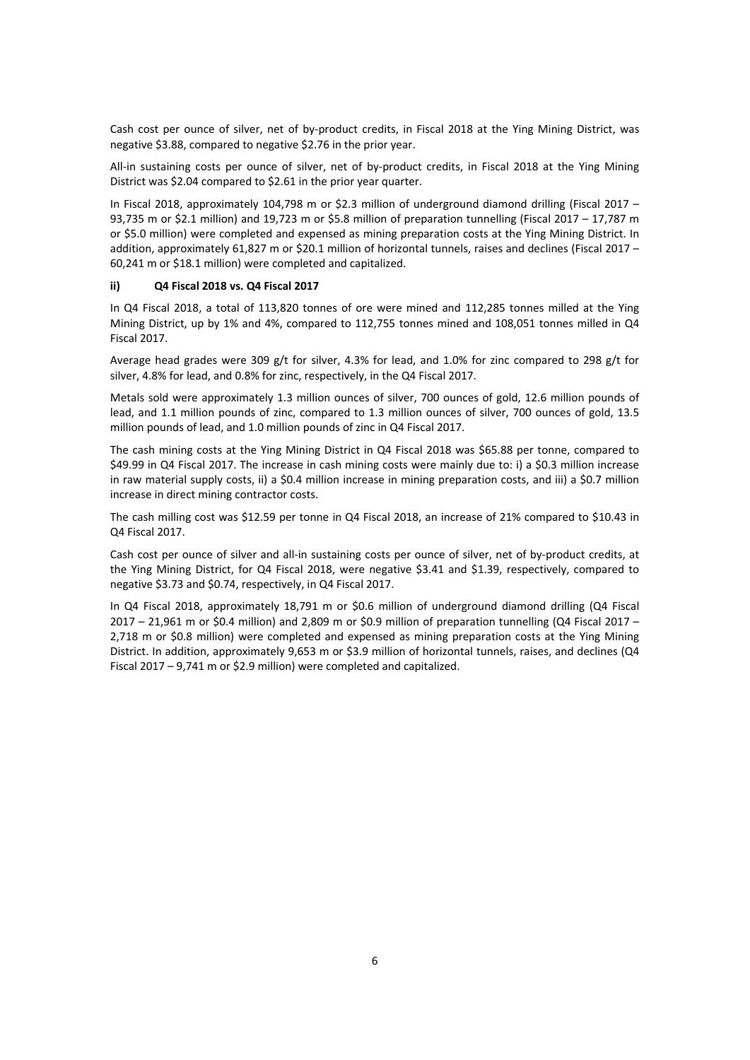Cash cost per ounce of silver, net of by-product credits, in Fiscal 2018 at the Ying Mining District, was negative $3.88, compared to negative $2.76 in the prior year.

All-in sustaining costs per ounce of silver, net of by-product credits, in Fiscal 2018 at the Ying Mining District was $2.04 compared to $2.61 in the prior year quarter.

In Fiscal 2018, approximately 104,798 m or $2.3 million of underground diamond drilling (Fiscal 2017 – 93,735 m or $2.1 million) and 19,723 m or $5.8 million of preparation tunnelling (Fiscal 2017 – 17,787 m or $5.0 million) were completed and expensed as mining preparation costs at the Ying Mining District. In addition, approximately 61,827 m or $20.1 million of horizontal tunnels, raises and declines (Fiscal 2017 – 60,241 m or $18.1 million) were completed and capitalized.

#### ii) Q4 Fiscal 2018 vs. Q4 Fiscal 2017

In Q4 Fiscal 2018, a total of 113,820 tonnes of ore were mined and 112,285 tonnes milled at the Ying Mining District, up by 1% and 4%, compared to 112,755 tonnes mined and 108,051 tonnes milled in Q4 Fiscal 2017.

Average head grades were 309 g/t for silver, 4.3% for lead, and 1.0% for zinc compared to 298 g/t for silver, 4.8% for lead, and 0.8% for zinc, respectively, in the Q4 Fiscal 2017.

Metals sold were approximately 1.3 million ounces of silver, 700 ounces of gold, 12.6 million pounds of lead, and 1.1 million pounds of zinc, compared to 1.3 million ounces of silver, 700 ounces of gold, 13.5 million pounds of lead, and 1.0 million pounds of zinc in Q4 Fiscal 2017.

The cash mining costs at the Ying Mining District in Q4 Fiscal 2018 was $65.88 per tonne, compared to $49.99 in Q4 Fiscal 2017. The increase in cash mining costs were mainly due to: i) a $0.3 million increase in raw material supply costs, ii) a $0.4 million increase in mining preparation costs, and iii) a $0.7 million increase in direct mining contractor costs.

The cash milling cost was $12.59 per tonne in Q4 Fiscal 2018, an increase of 21% compared to $10.43 in Q4 Fiscal 2017.

Cash cost per ounce of silver and all-in sustaining costs per ounce of silver, net of by-product credits, at the Ying Mining District, for Q4 Fiscal 2018, were negative $3.41 and $1.39, respectively, compared to negative $3.73 and $0.74, respectively, in Q4 Fiscal 2017.

In Q4 Fiscal 2018, approximately 18,791 m or $0.6 million of underground diamond drilling (Q4 Fiscal 2017 – 21,961 m or $0.4 million) and 2,809 m or $0.9 million of preparation tunnelling (Q4 Fiscal 2017 – 2,718 m or $0.8 million) were completed and expensed as mining preparation costs at the Ying Mining District. In addition, approximately 9,653 m or $3.9 million of horizontal tunnels, raises, and declines (Q4 Fiscal 2017 – 9,741 m or $2.9 million) were completed and capitalized.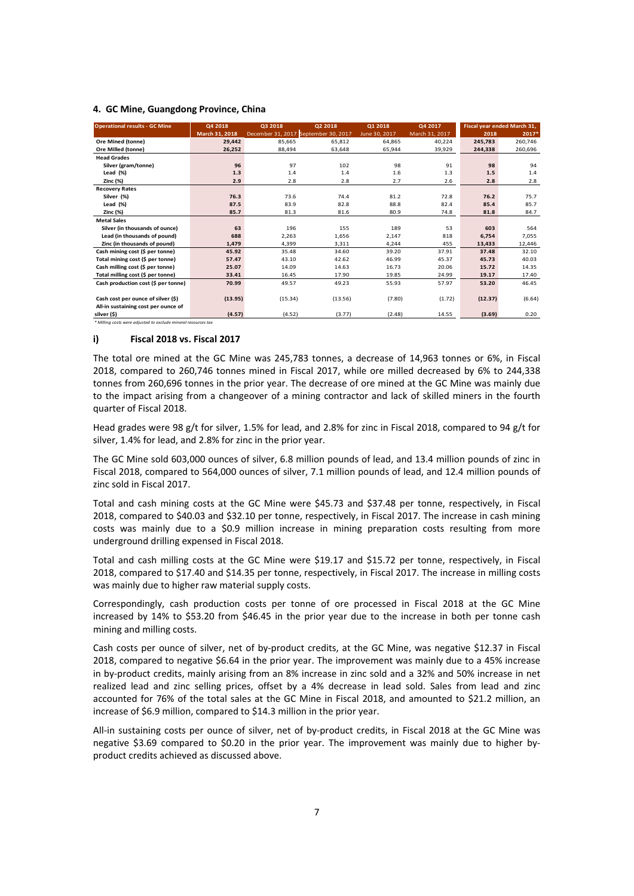## 4. GC Mine, Guangdong Province, China

| Operational results - GC Mine | Q4 2018 | Q3 2018 | Q2 2018 | Q1 2018 | Q4 2017 | Fiscal year ended March 31, | |
|---|---|---|---|---|---|---|---|
| | March 31, 2018 | December 31, 2017 | September 30, 2017 | June 30, 2017 | March 31, 2017 | 2018 | 2017* |
| **Ore Mined (tonne)** | **29,442** | 85,665 | 65,812 | 64,865 | 40,224 | **245,783** | 260,746 |
| **Ore Milled (tonne)** | **26,252** | 88,494 | 63,648 | 65,944 | 39,929 | **244,338** | 260,696 |
| **Head Grades** | | | | | | | |
| Silver (gram/tonne) | **96** | 97 | 102 | 98 | 91 | **98** | 94 |
| Lead (%) | **1.3** | 1.4 | 1.4 | 1.6 | 1.3 | **1.5** | 1.4 |
| Zinc (%) | **2.9** | 2.8 | 2.8 | 2.7 | 2.6 | **2.8** | 2.8 |
| **Recovery Rates** | | | | | | | |
| Silver (%) | **76.3** | 73.6 | 74.4 | 81.2 | 72.8 | **76.2** | 75.7 |
| Lead (%) | **87.5** | 83.9 | 82.8 | 88.8 | 82.4 | **85.4** | 85.7 |
| Zinc (%) | **85.7** | 81.3 | 81.6 | 80.9 | 74.8 | **81.8** | 84.7 |
| **Metal Sales** | | | | | | | |
| Silver (in thousands of ounce) | **63** | 196 | 155 | 189 | 53 | **603** | 564 |
| Lead (in thousands of pound) | **688** | 2,263 | 1,656 | 2,147 | 818 | **6,754** | 7,055 |
| Zinc (in thousands of pound) | **1,479** | 4,399 | 3,311 | 4,244 | 455 | **13,433** | 12,446 |
| Cash mining cost ($ per tonne) | **45.92** | 35.48 | 34.60 | 39.20 | 37.91 | **37.48** | 32.10 |
| Total mining cost ($ per tonne) | **57.47** | 43.10 | 42.62 | 46.99 | 45.37 | **45.73** | 40.03 |
| Cash milling cost ($ per tonne) | **25.07** | 14.09 | 14.63 | 16.73 | 20.06 | **15.72** | 14.35 |
| Total milling cost ($ per tonne) | **33.41** | 16.45 | 17.90 | 19.85 | 24.99 | **19.17** | 17.40 |
| Cash production cost ($ per tonne) | **70.99** | 49.57 | 49.23 | 55.93 | 57.97 | **53.20** | 46.45 |
| Cash cost per ounce of silver ($) | **(13.95)** | (15.34) | (13.56) | (7.80) | (1.72) | **(12.37)** | (6.64) |
| All-in sustaining cost per ounce of silver ($) | **(4.57)** | (4.52) | (3.77) | (2.48) | 14.55 | **(3.69)** | 0.20 |

*\* Milling costs were adjusted to exclude mineral resources tax*

### i) Fiscal 2018 vs. Fiscal 2017

The total ore mined at the GC Mine was 245,783 tonnes, a decrease of 14,963 tonnes or 6%, in Fiscal 2018, compared to 260,746 tonnes mined in Fiscal 2017, while ore milled decreased by 6% to 244,338 tonnes from 260,696 tonnes in the prior year. The decrease of ore mined at the GC Mine was mainly due to the impact arising from a changeover of a mining contractor and lack of skilled miners in the fourth quarter of Fiscal 2018.

Head grades were 98 g/t for silver, 1.5% for lead, and 2.8% for zinc in Fiscal 2018, compared to 94 g/t for silver, 1.4% for lead, and 2.8% for zinc in the prior year.

The GC Mine sold 603,000 ounces of silver, 6.8 million pounds of lead, and 13.4 million pounds of zinc in Fiscal 2018, compared to 564,000 ounces of silver, 7.1 million pounds of lead, and 12.4 million pounds of zinc sold in Fiscal 2017.

Total and cash mining costs at the GC Mine were $45.73 and $37.48 per tonne, respectively, in Fiscal 2018, compared to $40.03 and $32.10 per tonne, respectively, in Fiscal 2017. The increase in cash mining costs was mainly due to a $0.9 million increase in mining preparation costs resulting from more underground drilling expensed in Fiscal 2018.

Total and cash milling costs at the GC Mine were $19.17 and $15.72 per tonne, respectively, in Fiscal 2018, compared to $17.40 and $14.35 per tonne, respectively, in Fiscal 2017. The increase in milling costs was mainly due to higher raw material supply costs.

Correspondingly, cash production costs per tonne of ore processed in Fiscal 2018 at the GC Mine increased by 14% to $53.20 from $46.45 in the prior year due to the increase in both per tonne cash mining and milling costs.

Cash costs per ounce of silver, net of by-product credits, at the GC Mine, was negative $12.37 in Fiscal 2018, compared to negative $6.64 in the prior year. The improvement was mainly due to a 45% increase in by-product credits, mainly arising from an 8% increase in zinc sold and a 32% and 50% increase in net realized lead and zinc selling prices, offset by a 4% decrease in lead sold. Sales from lead and zinc accounted for 76% of the total sales at the GC Mine in Fiscal 2018, and amounted to $21.2 million, an increase of $6.9 million, compared to $14.3 million in the prior year.

All-in sustaining costs per ounce of silver, net of by-product credits, in Fiscal 2018 at the GC Mine was negative $3.69 compared to $0.20 in the prior year. The improvement was mainly due to higher by-product credits achieved as discussed above.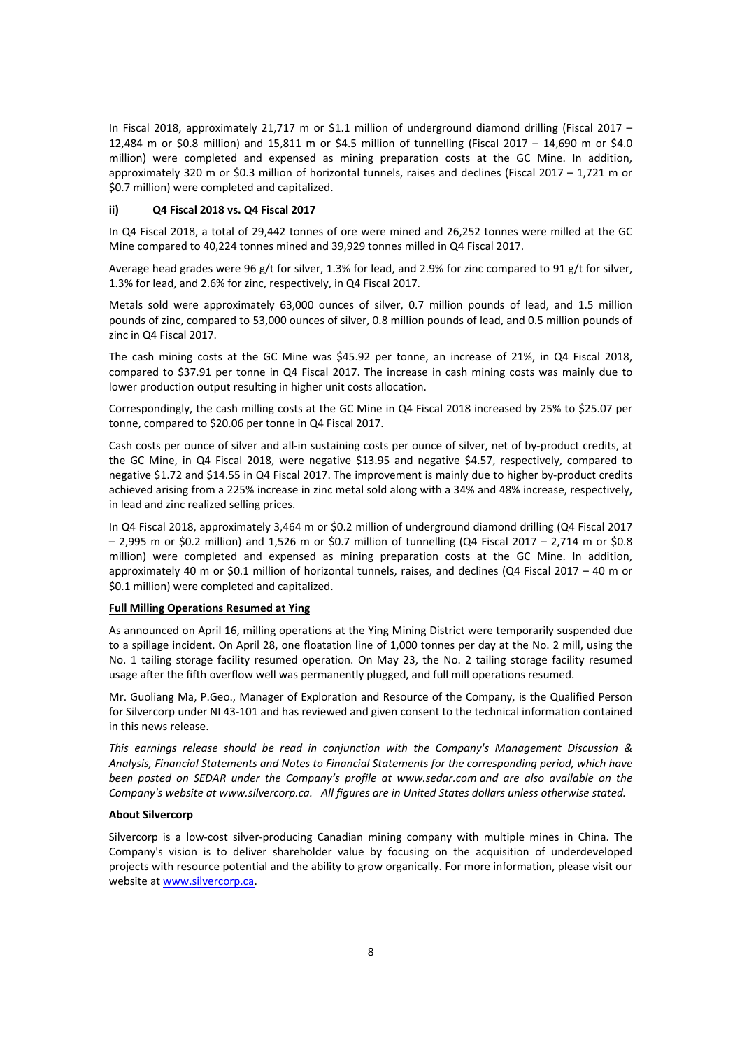In Fiscal 2018, approximately 21,717 m or $1.1 million of underground diamond drilling (Fiscal 2017 – 12,484 m or $0.8 million) and 15,811 m or $4.5 million of tunnelling (Fiscal 2017 – 14,690 m or $4.0 million) were completed and expensed as mining preparation costs at the GC Mine. In addition, approximately 320 m or $0.3 million of horizontal tunnels, raises and declines (Fiscal 2017 – 1,721 m or $0.7 million) were completed and capitalized.

#### ii) Q4 Fiscal 2018 vs. Q4 Fiscal 2017

In Q4 Fiscal 2018, a total of 29,442 tonnes of ore were mined and 26,252 tonnes were milled at the GC Mine compared to 40,224 tonnes mined and 39,929 tonnes milled in Q4 Fiscal 2017.

Average head grades were 96 g/t for silver, 1.3% for lead, and 2.9% for zinc compared to 91 g/t for silver, 1.3% for lead, and 2.6% for zinc, respectively, in Q4 Fiscal 2017.

Metals sold were approximately 63,000 ounces of silver, 0.7 million pounds of lead, and 1.5 million pounds of zinc, compared to 53,000 ounces of silver, 0.8 million pounds of lead, and 0.5 million pounds of zinc in Q4 Fiscal 2017.

The cash mining costs at the GC Mine was $45.92 per tonne, an increase of 21%, in Q4 Fiscal 2018, compared to $37.91 per tonne in Q4 Fiscal 2017. The increase in cash mining costs was mainly due to lower production output resulting in higher unit costs allocation.

Correspondingly, the cash milling costs at the GC Mine in Q4 Fiscal 2018 increased by 25% to $25.07 per tonne, compared to $20.06 per tonne in Q4 Fiscal 2017.

Cash costs per ounce of silver and all-in sustaining costs per ounce of silver, net of by-product credits, at the GC Mine, in Q4 Fiscal 2018, were negative $13.95 and negative $4.57, respectively, compared to negative $1.72 and $14.55 in Q4 Fiscal 2017. The improvement is mainly due to higher by-product credits achieved arising from a 225% increase in zinc metal sold along with a 34% and 48% increase, respectively, in lead and zinc realized selling prices.

In Q4 Fiscal 2018, approximately 3,464 m or $0.2 million of underground diamond drilling (Q4 Fiscal 2017 – 2,995 m or $0.2 million) and 1,526 m or $0.7 million of tunnelling (Q4 Fiscal 2017 – 2,714 m or $0.8 million) were completed and expensed as mining preparation costs at the GC Mine. In addition, approximately 40 m or $0.1 million of horizontal tunnels, raises, and declines (Q4 Fiscal 2017 – 40 m or $0.1 million) were completed and capitalized.

**Full Milling Operations Resumed at Ying**

As announced on April 16, milling operations at the Ying Mining District were temporarily suspended due to a spillage incident. On April 28, one floatation line of 1,000 tonnes per day at the No. 2 mill, using the No. 1 tailing storage facility resumed operation. On May 23, the No. 2 tailing storage facility resumed usage after the fifth overflow well was permanently plugged, and full mill operations resumed.

Mr. Guoliang Ma, P.Geo., Manager of Exploration and Resource of the Company, is the Qualified Person for Silvercorp under NI 43-101 and has reviewed and given consent to the technical information contained in this news release.

*This earnings release should be read in conjunction with the Company's Management Discussion & Analysis, Financial Statements and Notes to Financial Statements for the corresponding period, which have been posted on SEDAR under the Company's profile at www.sedar.com and are also available on the Company's website at www.silvercorp.ca. All figures are in United States dollars unless otherwise stated.*

**About Silvercorp**

Silvercorp is a low-cost silver-producing Canadian mining company with multiple mines in China. The Company's vision is to deliver shareholder value by focusing on the acquisition of underdeveloped projects with resource potential and the ability to grow organically. For more information, please visit our website at www.silvercorp.ca.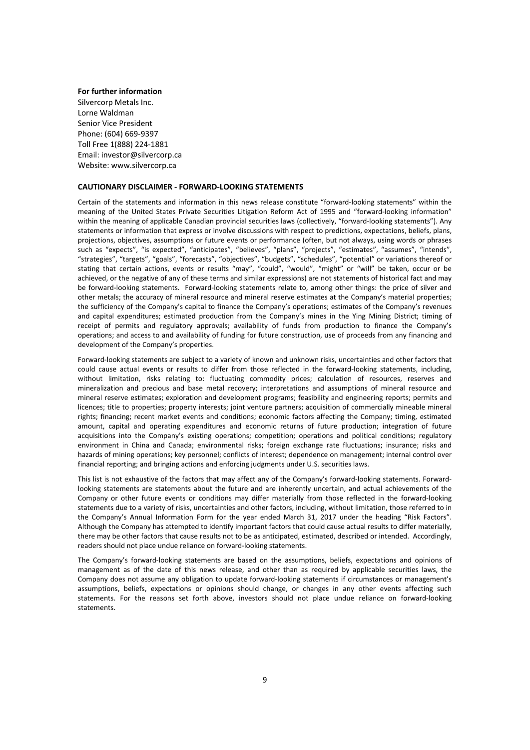**For further information**

Silvercorp Metals Inc.
Lorne Waldman
Senior Vice President
Phone: (604) 669-9397
Toll Free 1(888) 224-1881
Email: investor@silvercorp.ca
Website: www.silvercorp.ca

**CAUTIONARY DISCLAIMER - FORWARD-LOOKING STATEMENTS**

Certain of the statements and information in this news release constitute "forward-looking statements" within the meaning of the United States Private Securities Litigation Reform Act of 1995 and "forward-looking information" within the meaning of applicable Canadian provincial securities laws (collectively, "forward-looking statements"). Any statements or information that express or involve discussions with respect to predictions, expectations, beliefs, plans, projections, objectives, assumptions or future events or performance (often, but not always, using words or phrases such as "expects", "is expected", "anticipates", "believes", "plans", "projects", "estimates", "assumes", "intends", "strategies", "targets", "goals", "forecasts", "objectives", "budgets", "schedules", "potential" or variations thereof or stating that certain actions, events or results "may", "could", "would", "might" or "will" be taken, occur or be achieved, or the negative of any of these terms and similar expressions) are not statements of historical fact and may be forward-looking statements. Forward-looking statements relate to, among other things: the price of silver and other metals; the accuracy of mineral resource and mineral reserve estimates at the Company's material properties; the sufficiency of the Company's capital to finance the Company's operations; estimates of the Company's revenues and capital expenditures; estimated production from the Company's mines in the Ying Mining District; timing of receipt of permits and regulatory approvals; availability of funds from production to finance the Company's operations; and access to and availability of funding for future construction, use of proceeds from any financing and development of the Company's properties.

Forward-looking statements are subject to a variety of known and unknown risks, uncertainties and other factors that could cause actual events or results to differ from those reflected in the forward-looking statements, including, without limitation, risks relating to: fluctuating commodity prices; calculation of resources, reserves and mineralization and precious and base metal recovery; interpretations and assumptions of mineral resource and mineral reserve estimates; exploration and development programs; feasibility and engineering reports; permits and licences; title to properties; property interests; joint venture partners; acquisition of commercially mineable mineral rights; financing; recent market events and conditions; economic factors affecting the Company; timing, estimated amount, capital and operating expenditures and economic returns of future production; integration of future acquisitions into the Company's existing operations; competition; operations and political conditions; regulatory environment in China and Canada; environmental risks; foreign exchange rate fluctuations; insurance; risks and hazards of mining operations; key personnel; conflicts of interest; dependence on management; internal control over financial reporting; and bringing actions and enforcing judgments under U.S. securities laws.

This list is not exhaustive of the factors that may affect any of the Company's forward-looking statements. Forward-looking statements are statements about the future and are inherently uncertain, and actual achievements of the Company or other future events or conditions may differ materially from those reflected in the forward-looking statements due to a variety of risks, uncertainties and other factors, including, without limitation, those referred to in the Company's Annual Information Form for the year ended March 31, 2017 under the heading "Risk Factors". Although the Company has attempted to identify important factors that could cause actual results to differ materially, there may be other factors that cause results not to be as anticipated, estimated, described or intended. Accordingly, readers should not place undue reliance on forward-looking statements.

The Company's forward-looking statements are based on the assumptions, beliefs, expectations and opinions of management as of the date of this news release, and other than as required by applicable securities laws, the Company does not assume any obligation to update forward-looking statements if circumstances or management's assumptions, beliefs, expectations or opinions should change, or changes in any other events affecting such statements. For the reasons set forth above, investors should not place undue reliance on forward-looking statements.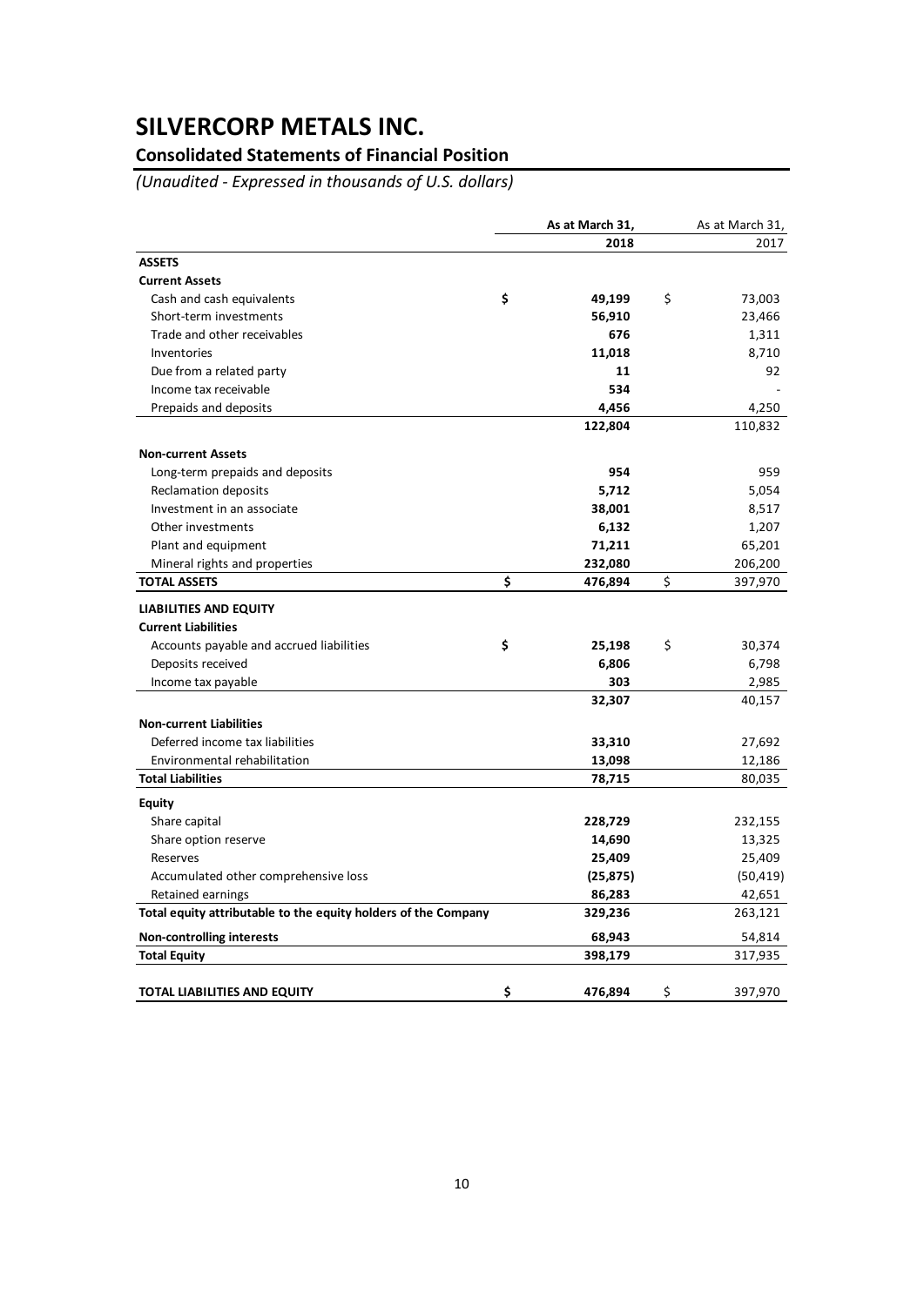# SILVERCORP METALS INC.

## Consolidated Statements of Financial Position

*(Unaudited - Expressed in thousands of U.S. dollars)*

| | As at March 31, 2018 | As at March 31, 2017 |
|---|---|---|
| **ASSETS** | | |
| **Current Assets** | | |
| Cash and cash equivalents | $ **49,199** | $ 73,003 |
| Short-term investments | **56,910** | 23,466 |
| Trade and other receivables | **676** | 1,311 |
| Inventories | **11,018** | 8,710 |
| Due from a related party | **11** | 92 |
| Income tax receivable | **534** | - |
| Prepaids and deposits | **4,456** | 4,250 |
| | **122,804** | 110,832 |
| **Non-current Assets** | | |
| Long-term prepaids and deposits | **954** | 959 |
| Reclamation deposits | **5,712** | 5,054 |
| Investment in an associate | **38,001** | 8,517 |
| Other investments | **6,132** | 1,207 |
| Plant and equipment | **71,211** | 65,201 |
| Mineral rights and properties | **232,080** | 206,200 |
| **TOTAL ASSETS** | $ **476,894** | $ 397,970 |
| **LIABILITIES AND EQUITY** | | |
| **Current Liabilities** | | |
| Accounts payable and accrued liabilities | $ **25,198** | $ 30,374 |
| Deposits received | **6,806** | 6,798 |
| Income tax payable | **303** | 2,985 |
| | **32,307** | 40,157 |
| **Non-current Liabilities** | | |
| Deferred income tax liabilities | **33,310** | 27,692 |
| Environmental rehabilitation | **13,098** | 12,186 |
| **Total Liabilities** | **78,715** | 80,035 |
| **Equity** | | |
| Share capital | **228,729** | 232,155 |
| Share option reserve | **14,690** | 13,325 |
| Reserves | **25,409** | 25,409 |
| Accumulated other comprehensive loss | **(25,875)** | (50,419) |
| Retained earnings | **86,283** | 42,651 |
| **Total equity attributable to the equity holders of the Company** | **329,236** | 263,121 |
| **Non-controlling interests** | **68,943** | 54,814 |
| **Total Equity** | **398,179** | 317,935 |
| **TOTAL LIABILITIES AND EQUITY** | $ **476,894** | $ 397,970 |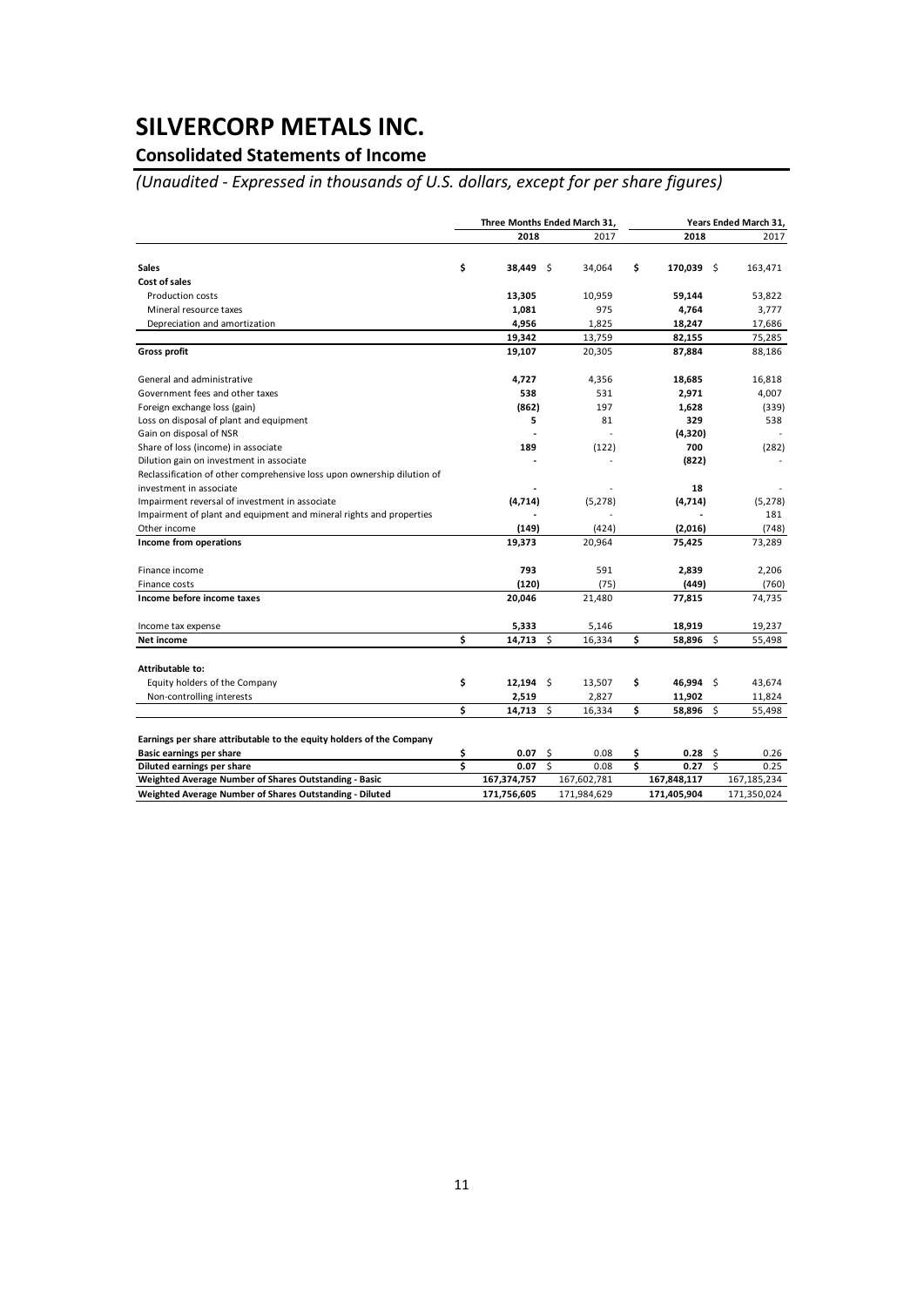# SILVERCORP METALS INC.

## Consolidated Statements of Income

### *(Unaudited - Expressed in thousands of U.S. dollars, except for per share figures)*

| | Three Months Ended March 31, | | Years Ended March 31, | |
|---|---|---|---|---|
| | **2018** | 2017 | **2018** | 2017 |
| **Sales** | **$ 38,449** | $ 34,064 | **$ 170,039** | $ 163,471 |
| **Cost of sales** | | | | |
| Production costs | **13,305** | 10,959 | **59,144** | 53,822 |
| Mineral resource taxes | **1,081** | 975 | **4,764** | 3,777 |
| Depreciation and amortization | **4,956** | 1,825 | **18,247** | 17,686 |
| | **19,342** | 13,759 | **82,155** | 75,285 |
| **Gross profit** | **19,107** | 20,305 | **87,884** | 88,186 |
| General and administrative | **4,727** | 4,356 | **18,685** | 16,818 |
| Government fees and other taxes | **538** | 531 | **2,971** | 4,007 |
| Foreign exchange loss (gain) | **(862)** | 197 | **1,628** | (339) |
| Loss on disposal of plant and equipment | **5** | 81 | **329** | 538 |
| Gain on disposal of NSR | **-** | - | **(4,320)** | - |
| Share of loss (income) in associate | **189** | (122) | **700** | (282) |
| Dilution gain on investment in associate | **-** | - | **(822)** | - |
| Reclassification of other comprehensive loss upon ownership dilution of investment in associate | **-** | - | **18** | - |
| Impairment reversal of investment in associate | **(4,714)** | (5,278) | **(4,714)** | (5,278) |
| Impairment of plant and equipment and mineral rights and properties | **-** | - | **-** | 181 |
| Other income | **(149)** | (424) | **(2,016)** | (748) |
| **Income from operations** | **19,373** | 20,964 | **75,425** | 73,289 |
| Finance income | **793** | 591 | **2,839** | 2,206 |
| Finance costs | **(120)** | (75) | **(449)** | (760) |
| **Income before income taxes** | **20,046** | 21,480 | **77,815** | 74,735 |
| Income tax expense | **5,333** | 5,146 | **18,919** | 19,237 |
| **Net income** | **$ 14,713** | $ 16,334 | **$ 58,896** | $ 55,498 |
| **Attributable to:** | | | | |
| Equity holders of the Company | **$ 12,194** | $ 13,507 | **$ 46,994** | $ 43,674 |
| Non-controlling interests | **2,519** | 2,827 | **11,902** | 11,824 |
| | **$ 14,713** | $ 16,334 | **$ 58,896** | $ 55,498 |
| **Earnings per share attributable to the equity holders of the Company** | | | | |
| **Basic earnings per share** | **$ 0.07** | $ 0.08 | **$ 0.28** | $ 0.26 |
| **Diluted earnings per share** | **$ 0.07** | $ 0.08 | **$ 0.27** | $ 0.25 |
| **Weighted Average Number of Shares Outstanding - Basic** | **167,374,757** | 167,602,781 | **167,848,117** | 167,185,234 |
| **Weighted Average Number of Shares Outstanding - Diluted** | **171,756,605** | 171,984,629 | **171,405,904** | 171,350,024 |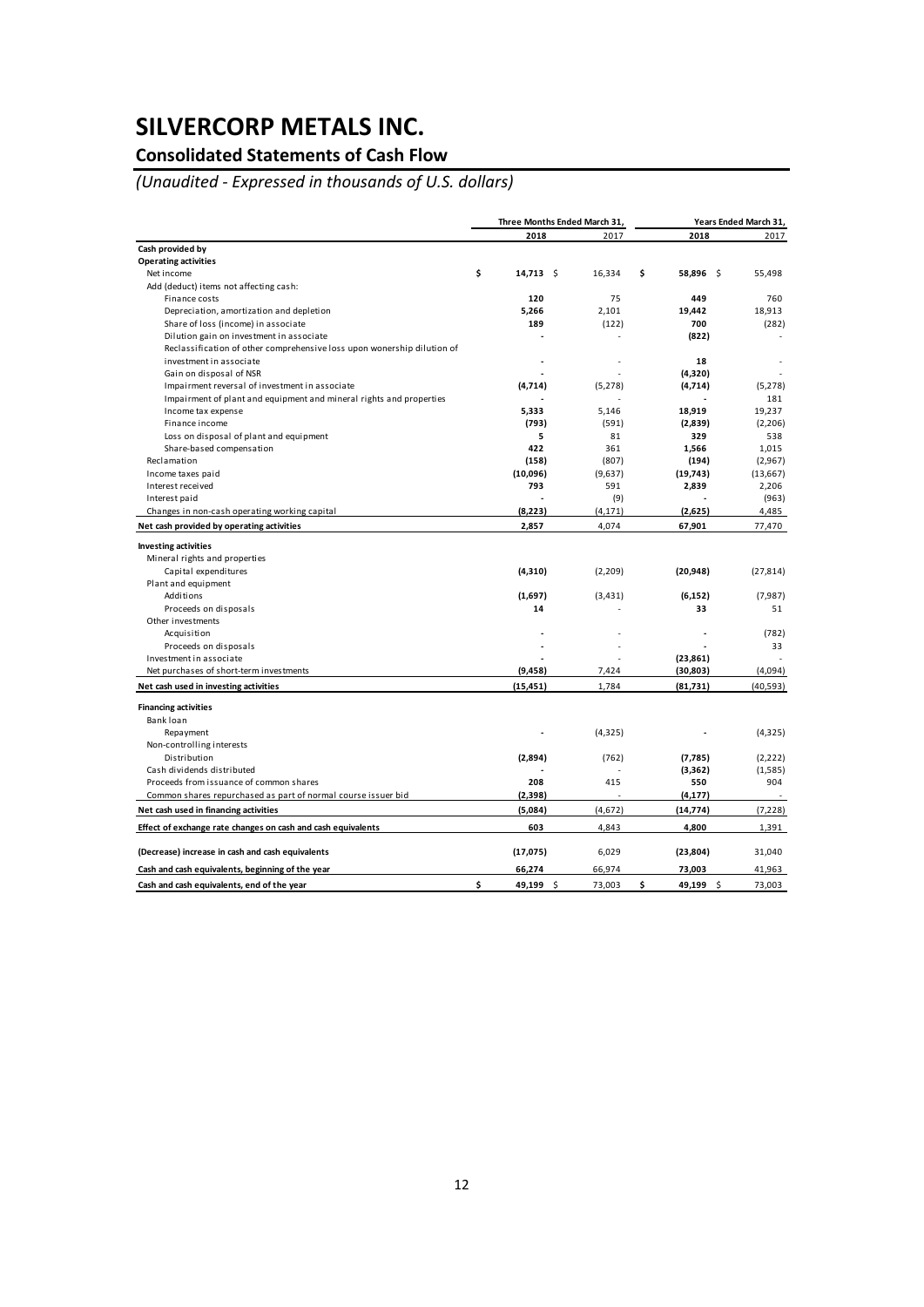# SILVERCORP METALS INC.

## Consolidated Statements of Cash Flow

*(Unaudited - Expressed in thousands of U.S. dollars)*

| | Three Months Ended March 31, | | Years Ended March 31, | |
|---|---|---|---|---|
| | **2018** | 2017 | **2018** | 2017 |
| **Cash provided by** | | | | |
| **Operating activities** | | | | |
| Net income | **$ 14,713** | $ 16,334 | **$ 58,896** | $ 55,498 |
| Add (deduct) items not affecting cash: | | | | |
| Finance costs | **120** | 75 | **449** | 760 |
| Depreciation, amortization and depletion | **5,266** | 2,101 | **19,442** | 18,913 |
| Share of loss (income) in associate | **189** | (122) | **700** | (282) |
| Dilution gain on investment in associate | **-** | - | **(822)** | - |
| Reclassification of other comprehensive loss upon wonership dilution of investment in associate | **-** | - | **18** | - |
| Gain on disposal of NSR | **-** | - | **(4,320)** | - |
| Impairment reversal of investment in associate | **(4,714)** | (5,278) | **(4,714)** | (5,278) |
| Impairment of plant and equipment and mineral rights and properties | **-** | - | **-** | 181 |
| Income tax expense | **5,333** | 5,146 | **18,919** | 19,237 |
| Finance income | **(793)** | (591) | **(2,839)** | (2,206) |
| Loss on disposal of plant and equipment | **5** | 81 | **329** | 538 |
| Share-based compensation | **422** | 361 | **1,566** | 1,015 |
| Reclamation | **(158)** | (807) | **(194)** | (2,967) |
| Income taxes paid | **(10,096)** | (9,637) | **(19,743)** | (13,667) |
| Interest received | **793** | 591 | **2,839** | 2,206 |
| Interest paid | **-** | (9) | **-** | (963) |
| Changes in non-cash operating working capital | **(8,223)** | (4,171) | **(2,625)** | 4,485 |
| **Net cash provided by operating activities** | **2,857** | 4,074 | **67,901** | 77,470 |
| **Investing activities** | | | | |
| Mineral rights and properties | | | | |
| Capital expenditures | **(4,310)** | (2,209) | **(20,948)** | (27,814) |
| Plant and equipment | | | | |
| Additions | **(1,697)** | (3,431) | **(6,152)** | (7,987) |
| Proceeds on disposals | **14** | - | **33** | 51 |
| Other investments | | | | |
| Acquisition | **-** | - | **-** | (782) |
| Proceeds on disposals | **-** | - | **-** | 33 |
| Investment in associate | **-** | - | **(23,861)** | - |
| Net purchases of short-term investments | **(9,458)** | 7,424 | **(30,803)** | (4,094) |
| **Net cash used in investing activities** | **(15,451)** | 1,784 | **(81,731)** | (40,593) |
| **Financing activities** | | | | |
| Bank loan | | | | |
| Repayment | **-** | (4,325) | **-** | (4,325) |
| Non-controlling interests | | | | |
| Distribution | **(2,894)** | (762) | **(7,785)** | (2,222) |
| Cash dividends distributed | **-** | - | **(3,362)** | (1,585) |
| Proceeds from issuance of common shares | **208** | 415 | **550** | 904 |
| Common shares repurchased as part of normal course issuer bid | **(2,398)** | - | **(4,177)** | - |
| **Net cash used in financing activities** | **(5,084)** | (4,672) | **(14,774)** | (7,228) |
| **Effect of exchange rate changes on cash and cash equivalents** | **603** | 4,843 | **4,800** | 1,391 |
| **(Decrease) increase in cash and cash equivalents** | **(17,075)** | 6,029 | **(23,804)** | 31,040 |
| **Cash and cash equivalents, beginning of the year** | **66,274** | 66,974 | **73,003** | 41,963 |
| **Cash and cash equivalents, end of the year** | **$ 49,199** | $ 73,003 | **$ 49,199** | $ 73,003 |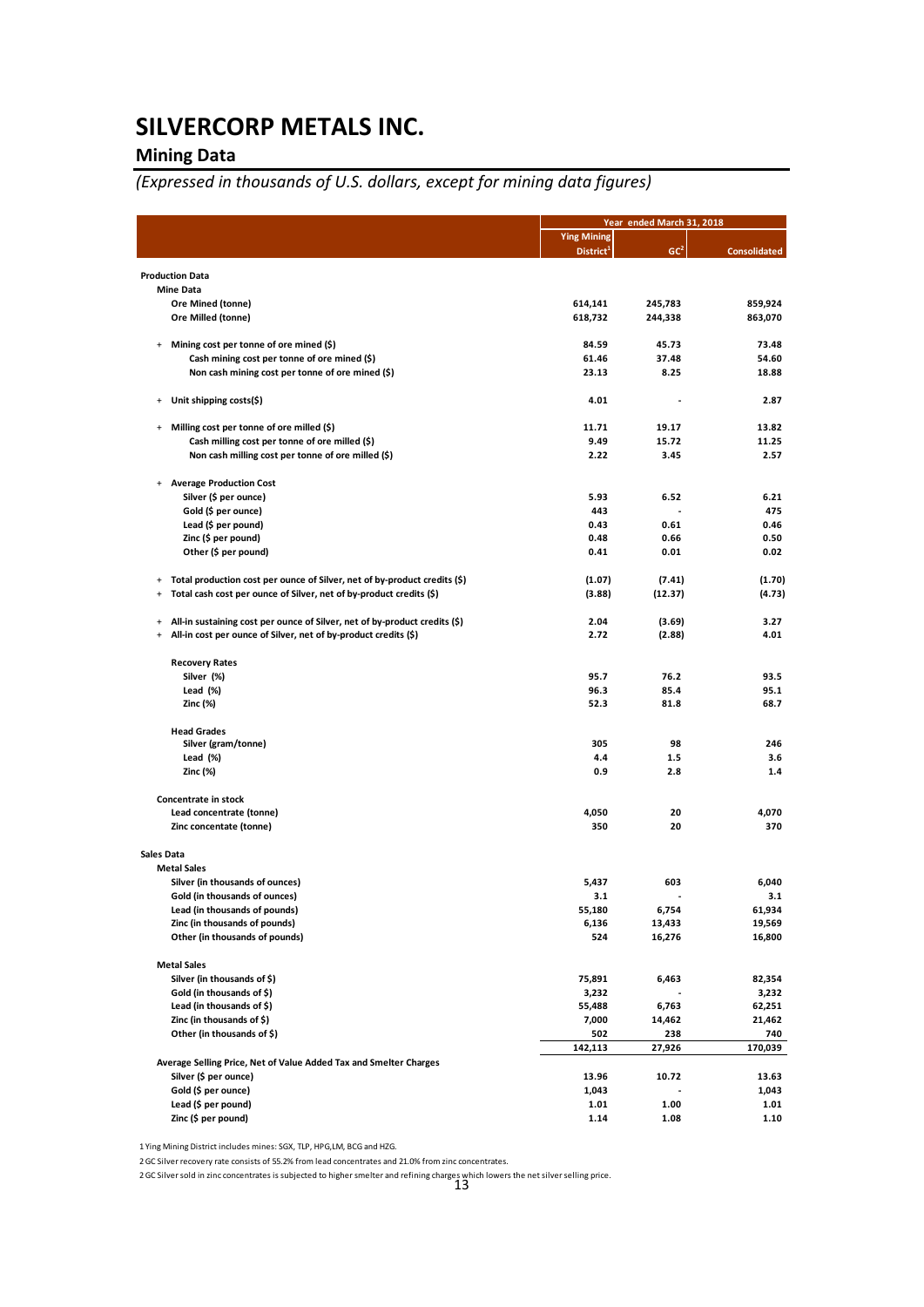# SILVERCORP METALS INC.

## Mining Data

*(Expressed in thousands of U.S. dollars, except for mining data figures)*

| | Year ended March 31, 2018 | | |
|---|---|---|---|
| | Ying Mining District[1] | GC[2] | Consolidated |
| **Production Data** | | | |
| **Mine Data** | | | |
| Ore Mined (tonne) | 614,141 | 245,783 | 859,924 |
| Ore Milled (tonne) | 618,732 | 244,338 | 863,070 |
| + Mining cost per tonne of ore mined ($) | 84.59 | 45.73 | 73.48 |
| Cash mining cost per tonne of ore mined ($) | 61.46 | 37.48 | 54.60 |
| Non cash mining cost per tonne of ore mined ($) | 23.13 | 8.25 | 18.88 |
| + Unit shipping costs($) | 4.01 | - | 2.87 |
| + Milling cost per tonne of ore milled ($) | 11.71 | 19.17 | 13.82 |
| Cash milling cost per tonne of ore milled ($) | 9.49 | 15.72 | 11.25 |
| Non cash milling cost per tonne of ore milled ($) | 2.22 | 3.45 | 2.57 |
| + Average Production Cost | | | |
| Silver ($ per ounce) | 5.93 | 6.52 | 6.21 |
| Gold ($ per ounce) | 443 | - | 475 |
| Lead ($ per pound) | 0.43 | 0.61 | 0.46 |
| Zinc ($ per pound) | 0.48 | 0.66 | 0.50 |
| Other ($ per pound) | 0.41 | 0.01 | 0.02 |
| + Total production cost per ounce of Silver, net of by-product credits ($) | (1.07) | (7.41) | (1.70) |
| + Total cash cost per ounce of Silver, net of by-product credits ($) | (3.88) | (12.37) | (4.73) |
| + All-in sustaining cost per ounce of Silver, net of by-product credits ($) | 2.04 | (3.69) | 3.27 |
| + All-in cost per ounce of Silver, net of by-product credits ($) | 2.72 | (2.88) | 4.01 |
| **Recovery Rates** | | | |
| Silver (%) | 95.7 | 76.2 | 93.5 |
| Lead (%) | 96.3 | 85.4 | 95.1 |
| Zinc (%) | 52.3 | 81.8 | 68.7 |
| **Head Grades** | | | |
| Silver (gram/tonne) | 305 | 98 | 246 |
| Lead (%) | 4.4 | 1.5 | 3.6 |
| Zinc (%) | 0.9 | 2.8 | 1.4 |
| **Concentrate in stock** | | | |
| Lead concentrate (tonne) | 4,050 | 20 | 4,070 |
| Zinc concentate (tonne) | 350 | 20 | 370 |
| **Sales Data** | | | |
| **Metal Sales** | | | |
| Silver (in thousands of ounces) | 5,437 | 603 | 6,040 |
| Gold (in thousands of ounces) | 3.1 | - | 3.1 |
| Lead (in thousands of pounds) | 55,180 | 6,754 | 61,934 |
| Zinc (in thousands of pounds) | 6,136 | 13,433 | 19,569 |
| Other (in thousands of pounds) | 524 | 16,276 | 16,800 |
| **Metal Sales** | | | |
| Silver (in thousands of $) | 75,891 | 6,463 | 82,354 |
| Gold (in thousands of $) | 3,232 | - | 3,232 |
| Lead (in thousands of $) | 55,488 | 6,763 | 62,251 |
| Zinc (in thousands of $) | 7,000 | 14,462 | 21,462 |
| Other (in thousands of $) | 502 | 238 | 740 |
| | 142,113 | 27,926 | 170,039 |
| **Average Selling Price, Net of Value Added Tax and Smelter Charges** | | | |
| Silver ($ per ounce) | 13.96 | 10.72 | 13.63 |
| Gold ($ per ounce) | 1,043 | - | 1,043 |
| Lead ($ per pound) | 1.01 | 1.00 | 1.01 |
| Zinc ($ per pound) | 1.14 | 1.08 | 1.10 |

1 Ying Mining District includes mines: SGX, TLP, HPG,LM, BCG and HZG.

2 GC Silver recovery rate consists of 55.2% from lead concentrates and 21.0% from zinc concentrates.

2 GC Silver sold in zinc concentrates is subjected to higher smelter and refining charges which lowers the net silver selling price.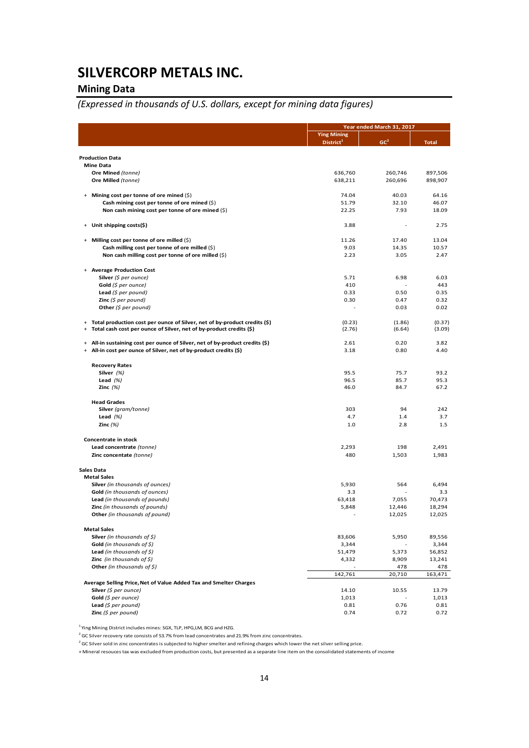# SILVERCORP METALS INC.

## Mining Data

### *(Expressed in thousands of U.S. dollars, except for mining data figures)*

| | Year ended March 31, 2017 | | |
|---|---|---|---|
| | Ying Mining District[1] | GC[2] | Total |
| **Production Data** | | | |
| **Mine Data** | | | |
| **Ore Mined** *(tonne)* | 636,760 | 260,746 | 897,506 |
| **Ore Milled** *(tonne)* | 638,211 | 260,696 | 898,907 |
| | | | |
| + **Mining cost per tonne of ore mined** ($) | 74.04 | 40.03 | 64.16 |
| **Cash mining cost per tonne of ore mined** ($) | 51.79 | 32.10 | 46.07 |
| **Non cash mining cost per tonne of ore mined** ($) | 22.25 | 7.93 | 18.09 |
| | | | |
| + **Unit shipping costs($)** | 3.88 | - | 2.75 |
| | | | |
| + **Milling cost per tonne of ore milled** ($) | 11.26 | 17.40 | 13.04 |
| **Cash milling cost per tonne of ore milled** ($) | 9.03 | 14.35 | 10.57 |
| **Non cash milling cost per tonne of ore milled** ($) | 2.23 | 3.05 | 2.47 |
| | | | |
| + **Average Production Cost** | | | |
| **Silver** *($ per ounce)* | 5.71 | 6.98 | 6.03 |
| **Gold** *($ per ounce)* | 410 | - | 443 |
| **Lead** *($ per pound)* | 0.33 | 0.50 | 0.35 |
| **Zinc** *($ per pound)* | 0.30 | 0.47 | 0.32 |
| **Other** *($ per pound)* | - | 0.03 | 0.02 |
| | | | |
| + **Total production cost per ounce of Silver, net of by-product credits ($)** | (0.23) | (1.86) | (0.37) |
| + **Total cash cost per ounce of Silver, net of by-product credits ($)** | (2.76) | (6.64) | (3.09) |
| | | | |
| + **All-in sustaining cost per ounce of Silver, net of by-product credits ($)** | 2.61 | 0.20 | 3.82 |
| + **All-in cost per ounce of Silver, net of by-product credits ($)** | 3.18 | 0.80 | 4.40 |
| | | | |
| **Recovery Rates** | | | |
| **Silver** *(%)* | 95.5 | 75.7 | 93.2 |
| **Lead** *(%)* | 96.5 | 85.7 | 95.3 |
| **Zinc** *(%)* | 46.0 | 84.7 | 67.2 |
| | | | |
| **Head Grades** | | | |
| **Silver** *(gram/tonne)* | 303 | 94 | 242 |
| **Lead** *(%)* | 4.7 | 1.4 | 3.7 |
| **Zinc** *(%)* | 1.0 | 2.8 | 1.5 |
| | | | |
| **Concentrate in stock** | | | |
| **Lead concentrate** *(tonne)* | 2,293 | 198 | 2,491 |
| **Zinc concentate** *(tonne)* | 480 | 1,503 | 1,983 |
| | | | |
| **Sales Data** | | | |
| **Metal Sales** | | | |
| **Silver** *(in thousands of ounces)* | 5,930 | 564 | 6,494 |
| **Gold** *(in thousands of ounces)* | 3.3 | - | 3.3 |
| **Lead** *(in thousands of pounds)* | 63,418 | 7,055 | 70,473 |
| **Zinc** *(in thousands of pounds)* | 5,848 | 12,446 | 18,294 |
| **Other** *(in thousands of pound)* | - | 12,025 | 12,025 |
| | | | |
| **Metal Sales** | | | |
| **Silver** *(in thousands of $)* | 83,606 | 5,950 | 89,556 |
| **Gold** *(in thousands of $)* | 3,344 | - | 3,344 |
| **Lead** *(in thousands of $)* | 51,479 | 5,373 | 56,852 |
| **Zinc** *(in thousands of $)* | 4,332 | 8,909 | 13,241 |
| **Other** *(in thousands of $)* | - | 478 | 478 |
| | 142,761 | 20,710 | 163,471 |
| **Average Selling Price, Net of Value Added Tax and Smelter Charges** | | | |
| **Silver** *($ per ounce)* | 14.10 | 10.55 | 13.79 |
| **Gold** *($ per ounce)* | 1,013 | - | 1,013 |
| **Lead** *($ per pound)* | 0.81 | 0.76 | 0.81 |
| **Zinc** *($ per pound)* | 0.74 | 0.72 | 0.72 |

[1] Ying Mining District includes mines: SGX, TLP, HPG,LM, BCG and HZG.

[2] GC Silver recovery rate consists of 53.7% from lead concentrates and 21.9% from zinc concentrates.

[2] GC Silver sold in zinc concentrates is subjected to higher smelter and refining charges which lower the net silver selling price.

+ Mineral resouces tax was excluded from production costs, but presented as a separate line item on the consolidated statements of income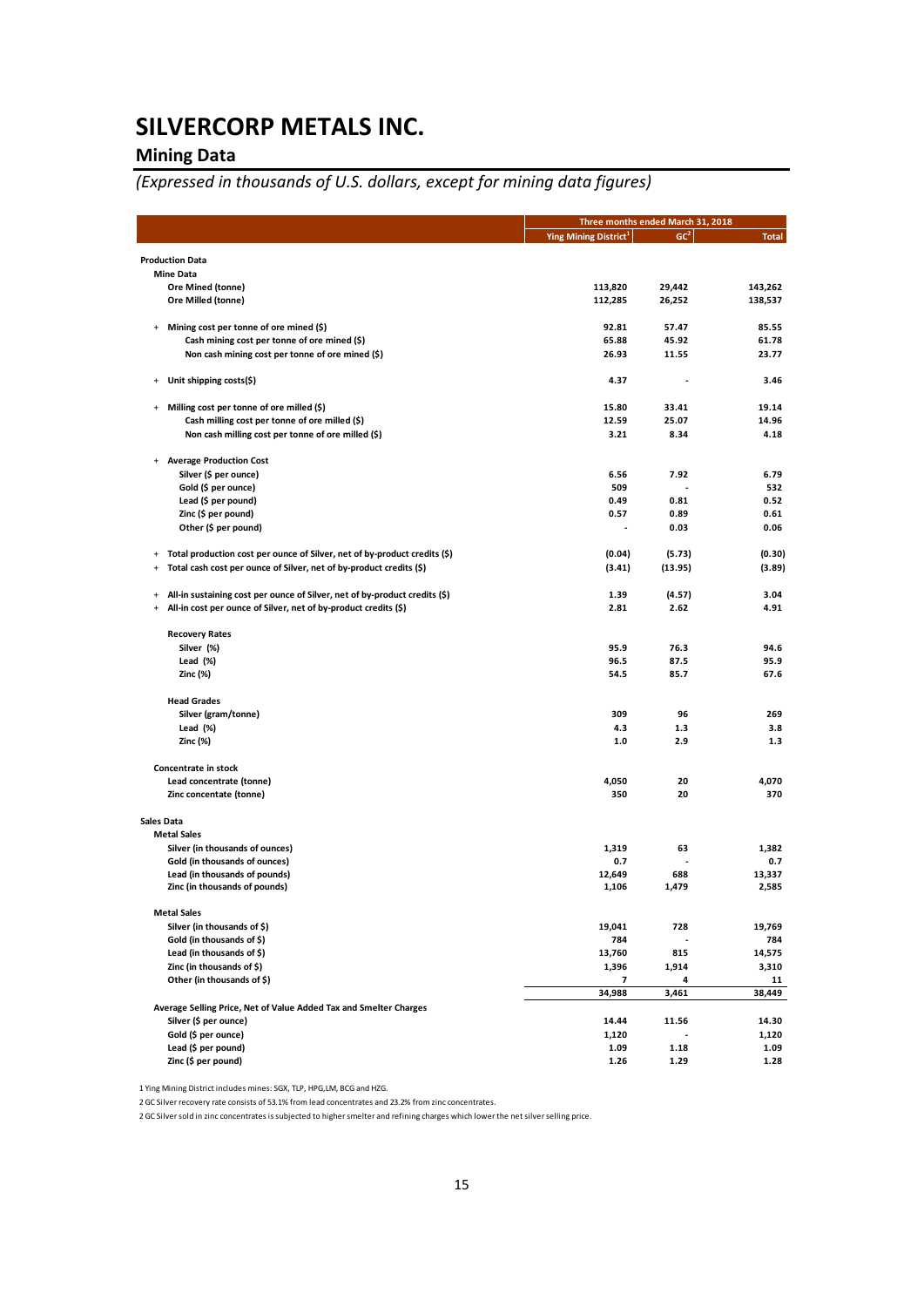# SILVERCORP METALS INC.

## Mining Data

*(Expressed in thousands of U.S. dollars, except for mining data figures)*

| | Three months ended March 31, 2018 | | |
|---|---|---|---|
| | Ying Mining District[1] | GC[2] | Total |
| **Production Data** | | | |
| **Mine Data** | | | |
| Ore Mined (tonne) | 113,820 | 29,442 | 143,262 |
| Ore Milled (tonne) | 112,285 | 26,252 | 138,537 |
| + Mining cost per tonne of ore mined ($) | 92.81 | 57.47 | 85.55 |
| Cash mining cost per tonne of ore mined ($) | 65.88 | 45.92 | 61.78 |
| Non cash mining cost per tonne of ore mined ($) | 26.93 | 11.55 | 23.77 |
| + Unit shipping costs($) | 4.37 | - | 3.46 |
| + Milling cost per tonne of ore milled ($) | 15.80 | 33.41 | 19.14 |
| Cash milling cost per tonne of ore milled ($) | 12.59 | 25.07 | 14.96 |
| Non cash milling cost per tonne of ore milled ($) | 3.21 | 8.34 | 4.18 |
| + Average Production Cost | | | |
| Silver ($ per ounce) | 6.56 | 7.92 | 6.79 |
| Gold ($ per ounce) | 509 | - | 532 |
| Lead ($ per pound) | 0.49 | 0.81 | 0.52 |
| Zinc ($ per pound) | 0.57 | 0.89 | 0.61 |
| Other ($ per pound) | - | 0.03 | 0.06 |
| + Total production cost per ounce of Silver, net of by-product credits ($) | (0.04) | (5.73) | (0.30) |
| + Total cash cost per ounce of Silver, net of by-product credits ($) | (3.41) | (13.95) | (3.89) |
| + All-in sustaining cost per ounce of Silver, net of by-product credits ($) | 1.39 | (4.57) | 3.04 |
| + All-in cost per ounce of Silver, net of by-product credits ($) | 2.81 | 2.62 | 4.91 |
| **Recovery Rates** | | | |
| Silver (%) | 95.9 | 76.3 | 94.6 |
| Lead (%) | 96.5 | 87.5 | 95.9 |
| Zinc (%) | 54.5 | 85.7 | 67.6 |
| **Head Grades** | | | |
| Silver (gram/tonne) | 309 | 96 | 269 |
| Lead (%) | 4.3 | 1.3 | 3.8 |
| Zinc (%) | 1.0 | 2.9 | 1.3 |
| **Concentrate in stock** | | | |
| Lead concentrate (tonne) | 4,050 | 20 | 4,070 |
| Zinc concentate (tonne) | 350 | 20 | 370 |
| **Sales Data** | | | |
| **Metal Sales** | | | |
| Silver (in thousands of ounces) | 1,319 | 63 | 1,382 |
| Gold (in thousands of ounces) | 0.7 | - | 0.7 |
| Lead (in thousands of pounds) | 12,649 | 688 | 13,337 |
| Zinc (in thousands of pounds) | 1,106 | 1,479 | 2,585 |
| **Metal Sales** | | | |
| Silver (in thousands of $) | 19,041 | 728 | 19,769 |
| Gold (in thousands of $) | 784 | - | 784 |
| Lead (in thousands of $) | 13,760 | 815 | 14,575 |
| Zinc (in thousands of $) | 1,396 | 1,914 | 3,310 |
| Other (in thousands of $) | 7 | 4 | 11 |
| | 34,988 | 3,461 | 38,449 |
| **Average Selling Price, Net of Value Added Tax and Smelter Charges** | | | |
| Silver ($ per ounce) | 14.44 | 11.56 | 14.30 |
| Gold ($ per ounce) | 1,120 | - | 1,120 |
| Lead ($ per pound) | 1.09 | 1.18 | 1.09 |
| Zinc ($ per pound) | 1.26 | 1.29 | 1.28 |

1 Ying Mining District includes mines: SGX, TLP, HPG,LM, BCG and HZG.

2 GC Silver recovery rate consists of 53.1% from lead concentrates and 23.2% from zinc concentrates.

2 GC Silver sold in zinc concentrates is subjected to higher smelter and refining charges which lower the net silver selling price.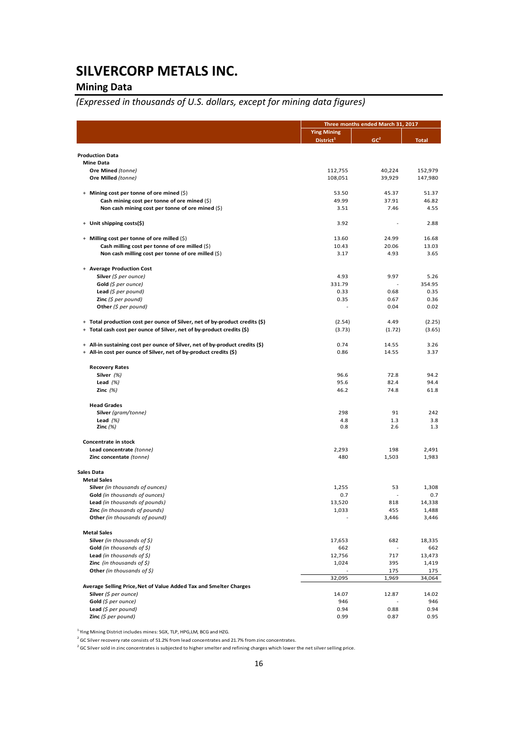# SILVERCORP METALS INC.

## Mining Data

*(Expressed in thousands of U.S. dollars, except for mining data figures)*

| | Three months ended March 31, 2017 | | |
|---|---|---|---|
| | Ying Mining District[1] | GC[2] | Total |
| **Production Data** | | | |
| **Mine Data** | | | |
| **Ore Mined** *(tonne)* | 112,755 | 40,224 | 152,979 |
| **Ore Milled** *(tonne)* | 108,051 | 39,929 | 147,980 |
| + **Mining cost per tonne of ore mined** ($) | 53.50 | 45.37 | 51.37 |
| **Cash mining cost per tonne of ore mined** ($) | 49.99 | 37.91 | 46.82 |
| **Non cash mining cost per tonne of ore mined** ($) | 3.51 | 7.46 | 4.55 |
| + **Unit shipping costs($)** | 3.92 | - | 2.88 |
| + **Milling cost per tonne of ore milled** ($) | 13.60 | 24.99 | 16.68 |
| **Cash milling cost per tonne of ore milled** ($) | 10.43 | 20.06 | 13.03 |
| **Non cash milling cost per tonne of ore milled** ($) | 3.17 | 4.93 | 3.65 |
| + **Average Production Cost** | | | |
| **Silver** *($ per ounce)* | 4.93 | 9.97 | 5.26 |
| **Gold** *($ per ounce)* | 331.79 | - | 354.95 |
| **Lead** *($ per pound)* | 0.33 | 0.68 | 0.35 |
| **Zinc** *($ per pound)* | 0.35 | 0.67 | 0.36 |
| **Other** *($ per pound)* | - | 0.04 | 0.02 |
| + **Total production cost per ounce of Silver, net of by-product credits ($)** | (2.54) | 4.49 | (2.25) |
| + **Total cash cost per ounce of Silver, net of by-product credits ($)** | (3.73) | (1.72) | (3.65) |
| + **All-in sustaining cost per ounce of Silver, net of by-product credits ($)** | 0.74 | 14.55 | 3.26 |
| + **All-in cost per ounce of Silver, net of by-product credits ($)** | 0.86 | 14.55 | 3.37 |
| **Recovery Rates** | | | |
| **Silver** *(%)* | 96.6 | 72.8 | 94.2 |
| **Lead** *(%)* | 95.6 | 82.4 | 94.4 |
| **Zinc** *(%)* | 46.2 | 74.8 | 61.8 |
| **Head Grades** | | | |
| **Silver** *(gram/tonne)* | 298 | 91 | 242 |
| **Lead** *(%)* | 4.8 | 1.3 | 3.8 |
| **Zinc** *(%)* | 0.8 | 2.6 | 1.3 |
| **Concentrate in stock** | | | |
| **Lead concentrate** *(tonne)* | 2,293 | 198 | 2,491 |
| **Zinc concentate** *(tonne)* | 480 | 1,503 | 1,983 |
| **Sales Data** | | | |
| **Metal Sales** | | | |
| **Silver** *(in thousands of ounces)* | 1,255 | 53 | 1,308 |
| **Gold** *(in thousands of ounces)* | 0.7 | - | 0.7 |
| **Lead** *(in thousands of pounds)* | 13,520 | 818 | 14,338 |
| **Zinc** *(in thousands of pounds)* | 1,033 | 455 | 1,488 |
| **Other** *(in thousands of pound)* | - | 3,446 | 3,446 |
| **Metal Sales** | | | |
| **Silver** *(in thousands of $)* | 17,653 | 682 | 18,335 |
| **Gold** *(in thousands of $)* | 662 | - | 662 |
| **Lead** *(in thousands of $)* | 12,756 | 717 | 13,473 |
| **Zinc** *(in thousands of $)* | 1,024 | 395 | 1,419 |
| **Other** *(in thousands of $)* | - | 175 | 175 |
| | 32,095 | 1,969 | 34,064 |
| **Average Selling Price, Net of Value Added Tax and Smelter Charges** | | | |
| **Silver** *($ per ounce)* | 14.07 | 12.87 | 14.02 |
| **Gold** *($ per ounce)* | 946 | - | 946 |
| **Lead** *($ per pound)* | 0.94 | 0.88 | 0.94 |
| **Zinc** *($ per pound)* | 0.99 | 0.87 | 0.95 |

[1] Ying Mining District includes mines: SGX, TLP, HPG,LM, BCG and HZG.

[2] GC Silver recovery rate consists of 51.2% from lead concentrates and 21.7% from zinc concentrates.

[2] GC Silver sold in zinc concentrates is subjected to higher smelter and refining charges which lower the net silver selling price.